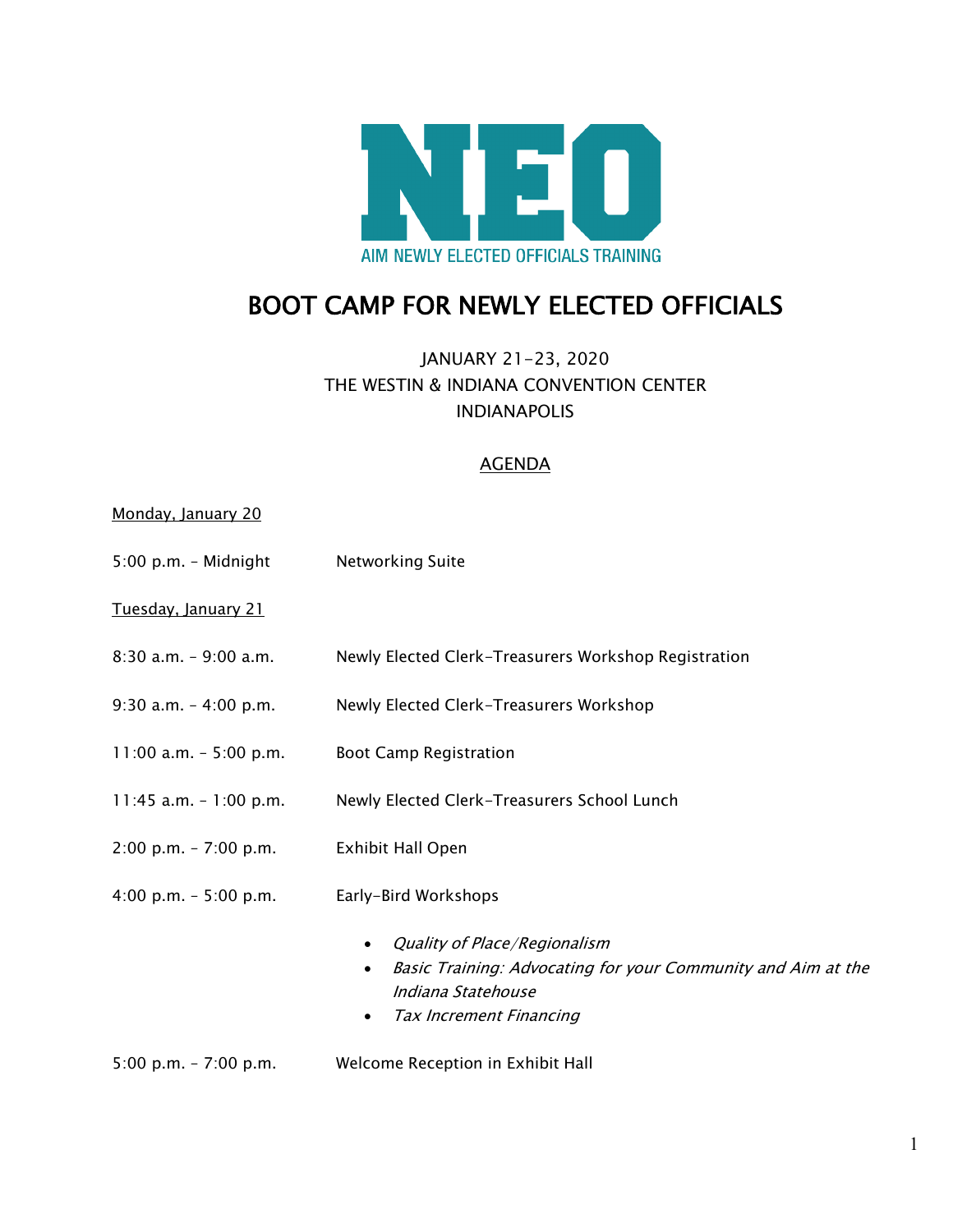# NEO

AIM NEWLY ELECTED OFFICIALS TRAINING

# BOOT CAMP FOR NEWLY ELECTED OFFICIALS

JANUARY 21-23, 2020
THE WESTIN & INDIANA CONVENTION CENTER
INDIANAPOLIS

## AGENDA

**Monday, January 20**

| | |
|---|---|
| 5:00 p.m. – Midnight | Networking Suite |

**Tuesday, January 21**

| | |
|---|---|
| 8:30 a.m. – 9:00 a.m. | Newly Elected Clerk-Treasurers Workshop Registration |
| 9:30 a.m. – 4:00 p.m. | Newly Elected Clerk-Treasurers Workshop |
| 11:00 a.m. – 5:00 p.m. | Boot Camp Registration |
| 11:45 a.m. – 1:00 p.m. | Newly Elected Clerk-Treasurers School Lunch |
| 2:00 p.m. – 7:00 p.m. | Exhibit Hall Open |
| 4:00 p.m. – 5:00 p.m. | Early-Bird Workshops |

- *Quality of Place/Regionalism*
- *Basic Training: Advocating for your Community and Aim at the Indiana Statehouse*
- *Tax Increment Financing*

| | |
|---|---|
| 5:00 p.m. – 7:00 p.m. | Welcome Reception in Exhibit Hall |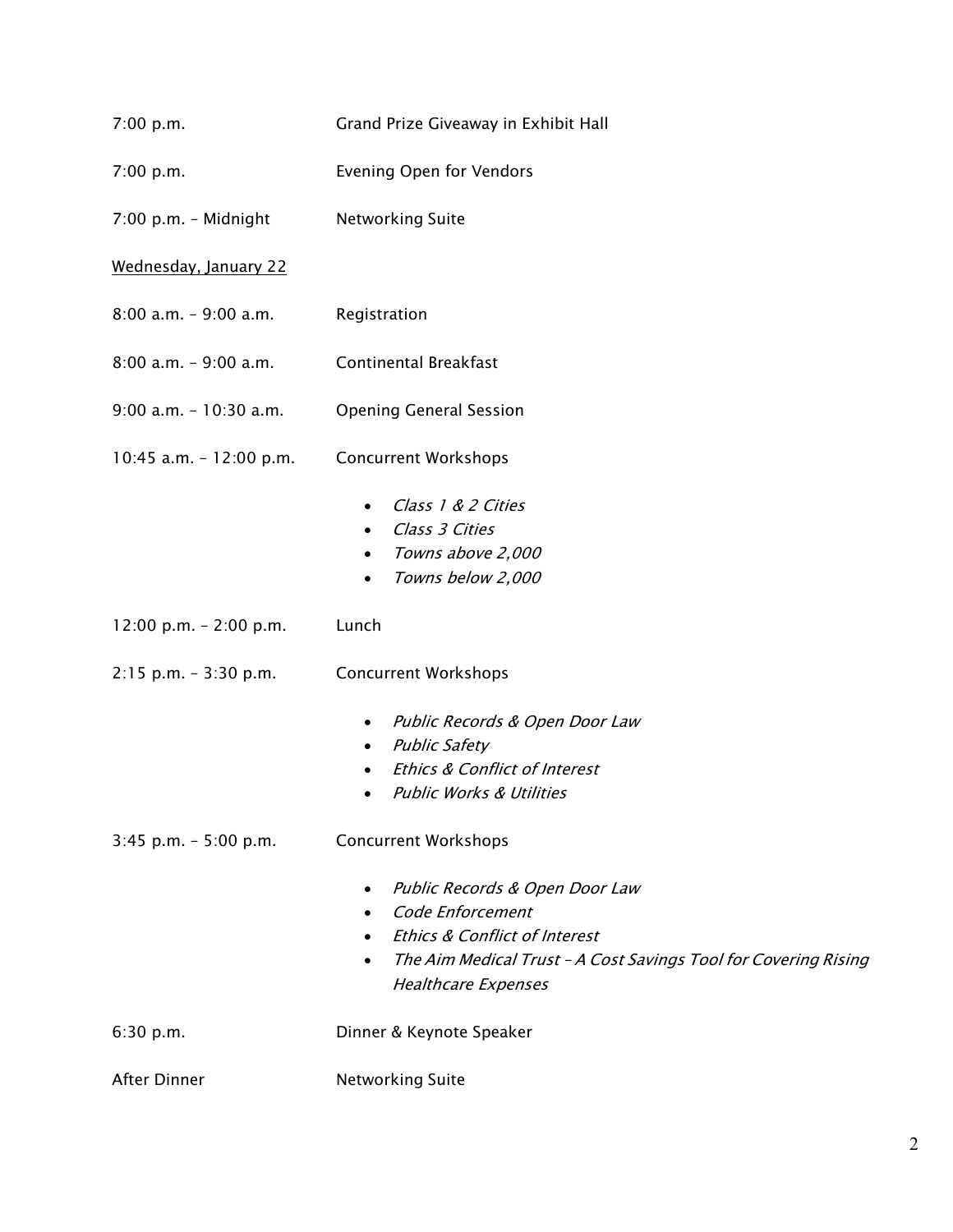| | |
|---|---|
| 7:00 p.m. | Grand Prize Giveaway in Exhibit Hall |
| 7:00 p.m. | Evening Open for Vendors |
| 7:00 p.m. – Midnight | Networking Suite |

<u>Wednesday, January 22</u>

| | |
|---|---|
| 8:00 a.m. – 9:00 a.m. | Registration |
| 8:00 a.m. – 9:00 a.m. | Continental Breakfast |
| 9:00 a.m. – 10:30 a.m. | Opening General Session |
| 10:45 a.m. – 12:00 p.m. | Concurrent Workshops |

- *Class 1 & 2 Cities*
- *Class 3 Cities*
- *Towns above 2,000*
- *Towns below 2,000*

| | |
|---|---|
| 12:00 p.m. – 2:00 p.m. | Lunch |
| 2:15 p.m. – 3:30 p.m. | Concurrent Workshops |

- *Public Records & Open Door Law*
- *Public Safety*
- *Ethics & Conflict of Interest*
- *Public Works & Utilities*

| | |
|---|---|
| 3:45 p.m. – 5:00 p.m. | Concurrent Workshops |

- *Public Records & Open Door Law*
- *Code Enforcement*
- *Ethics & Conflict of Interest*
- *The Aim Medical Trust – A Cost Savings Tool for Covering Rising Healthcare Expenses*

| | |
|---|---|
| 6:30 p.m. | Dinner & Keynote Speaker |
| After Dinner | Networking Suite |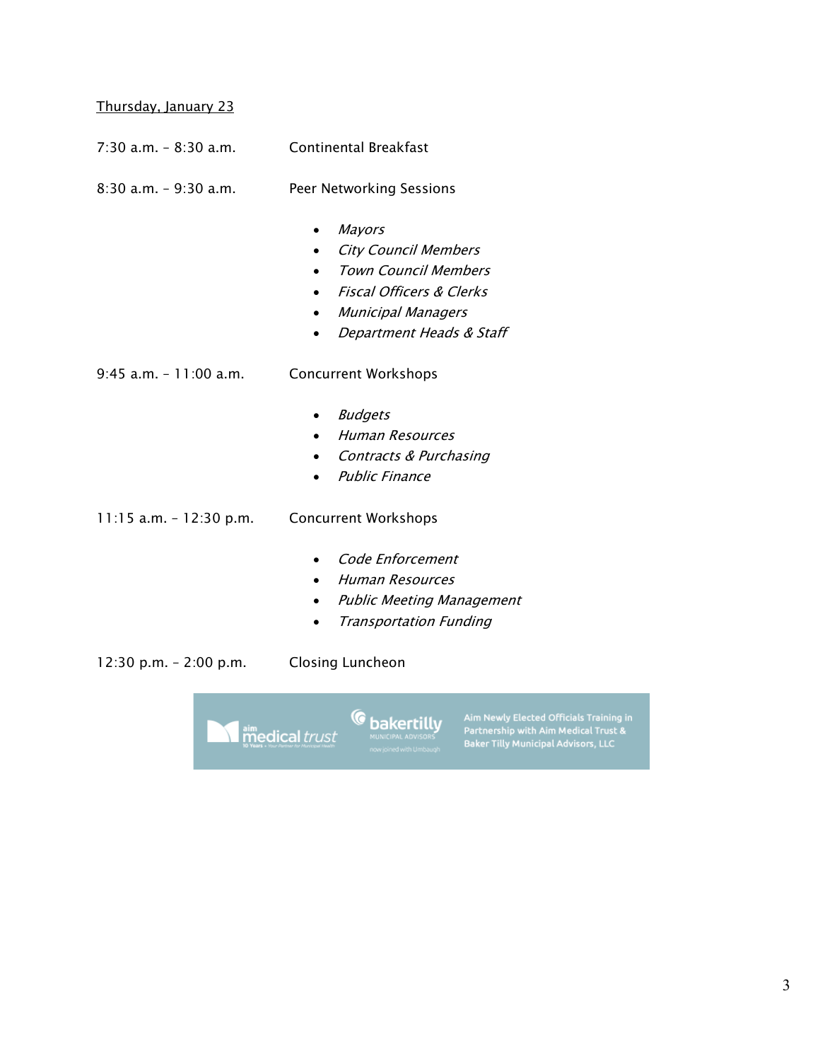Thursday, January 23

7:30 a.m. – 8:30 a.m. Continental Breakfast

8:30 a.m. – 9:30 a.m. Peer Networking Sessions

- *Mayors*
- *City Council Members*
- *Town Council Members*
- *Fiscal Officers & Clerks*
- *Municipal Managers*
- *Department Heads & Staff*

9:45 a.m. – 11:00 a.m. Concurrent Workshops

- *Budgets*
- *Human Resources*
- *Contracts & Purchasing*
- *Public Finance*

11:15 a.m. – 12:30 p.m. Concurrent Workshops

- *Code Enforcement*
- *Human Resources*
- *Public Meeting Management*
- *Transportation Funding*

12:30 p.m. – 2:00 p.m. Closing Luncheon

aim medical trust — 10 Years • Your Partner for Municipal Health

bakertilly MUNICIPAL ADVISORS — now joined with Umbaugh

Aim Newly Elected Officials Training in Partnership with Aim Medical Trust & Baker Tilly Municipal Advisors, LLC